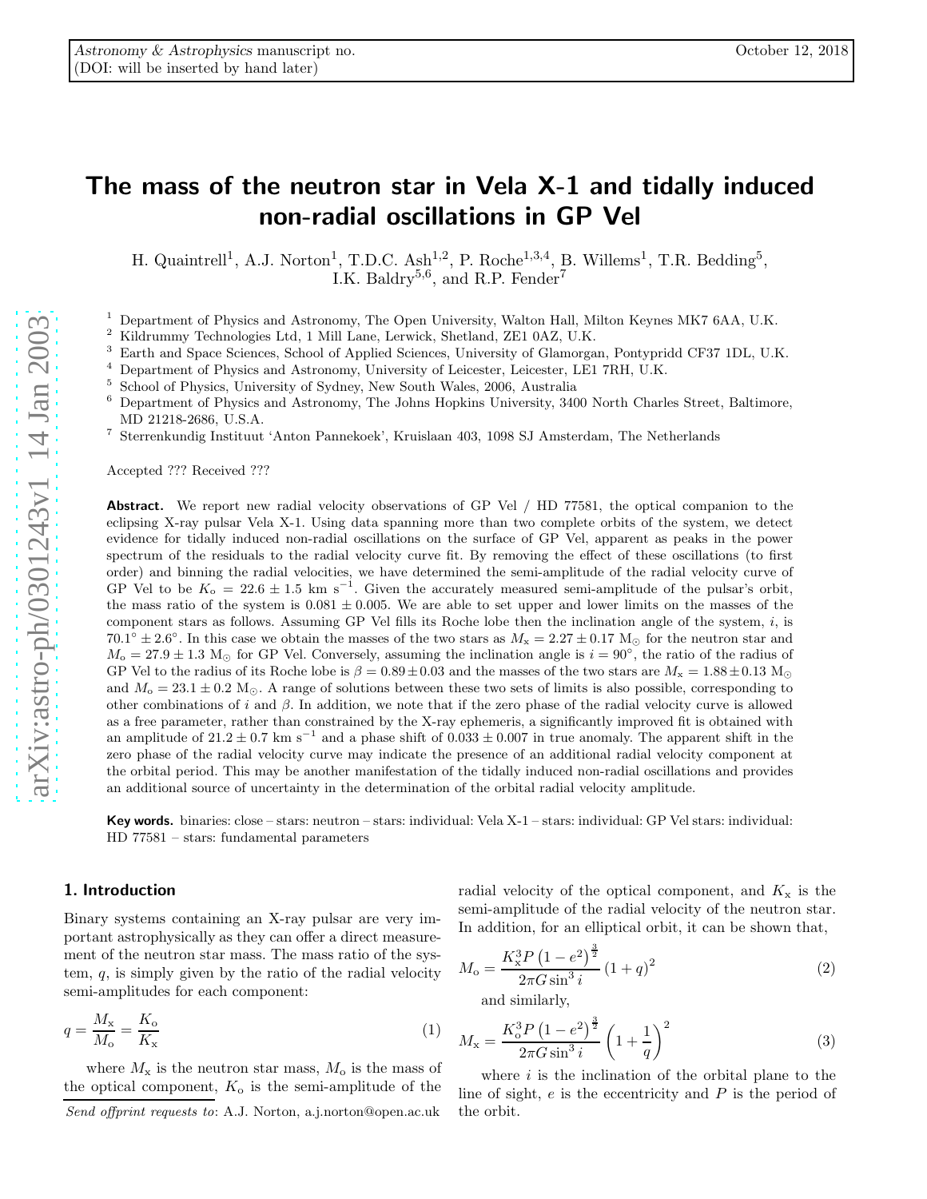# The mass of the neutron star in Vela X-1 and tidally induced non-radial oscillations in GP Vel

H. Quaintrell[1], A.J. Norton[1], T.D.C. Ash[1,2], P. Roche[1,3,4], B. Willems[1], T.R. Bedding[5], I.K. Baldry[5,6], and R.P. Fender[7]

[1] Department of Physics and Astronomy, The Open University, Walton Hall, Milton Keynes MK7 6AA, U.K.
[2] Kildrummy Technologies Ltd, 1 Mill Lane, Lerwick, Shetland, ZE1 0AZ, U.K.
[3] Earth and Space Sciences, School of Applied Sciences, University of Glamorgan, Pontypridd CF37 1DL, U.K.
[4] Department of Physics and Astronomy, University of Leicester, Leicester, LE1 7RH, U.K.
[5] School of Physics, University of Sydney, New South Wales, 2006, Australia
[6] Department of Physics and Astronomy, The Johns Hopkins University, 3400 North Charles Street, Baltimore, MD 21218-2686, U.S.A.
[7] Sterrenkundig Instituut 'Anton Pannekoek', Kruislaan 403, 1098 SJ Amsterdam, The Netherlands

Accepted ??? Received ???

**Abstract.** We report new radial velocity observations of GP Vel / HD 77581, the optical companion to the eclipsing X-ray pulsar Vela X-1. Using data spanning more than two complete orbits of the system, we detect evidence for tidally induced non-radial oscillations on the surface of GP Vel, apparent as peaks in the power spectrum of the residuals to the radial velocity curve fit. By removing the effect of these oscillations (to first order) and binning the radial velocities, we have determined the semi-amplitude of the radial velocity curve of GP Vel to be $K_{\rm o} = 22.6 \pm 1.5$ km s$^{-1}$. Given the accurately measured semi-amplitude of the pulsar's orbit, the mass ratio of the system is $0.081 \pm 0.005$. We are able to set upper and lower limits on the masses of the component stars as follows. Assuming GP Vel fills its Roche lobe then the inclination angle of the system, $i$, is $70.1^\circ \pm 2.6^\circ$. In this case we obtain the masses of the two stars as $M_{\rm x} = 2.27 \pm 0.17$ M$_\odot$ for the neutron star and $M_{\rm o} = 27.9 \pm 1.3$ M$_\odot$ for GP Vel. Conversely, assuming the inclination angle is $i = 90^\circ$, the ratio of the radius of GP Vel to the radius of its Roche lobe is $\beta = 0.89 \pm 0.03$ and the masses of the two stars are $M_{\rm x} = 1.88 \pm 0.13$ M$_\odot$ and $M_{\rm o} = 23.1 \pm 0.2$ M$_\odot$. A range of solutions between these two sets of limits is also possible, corresponding to other combinations of $i$ and $\beta$. In addition, we note that if the zero phase of the radial velocity curve is allowed as a free parameter, rather than constrained by the X-ray ephemeris, a significantly improved fit is obtained with an amplitude of $21.2 \pm 0.7$ km s$^{-1}$ and a phase shift of $0.033 \pm 0.007$ in true anomaly. The apparent shift in the zero phase of the radial velocity curve may indicate the presence of an additional radial velocity component at the orbital period. This may be another manifestation of the tidally induced non-radial oscillations and provides an additional source of uncertainty in the determination of the orbital radial velocity amplitude.

**Key words.** binaries: close – stars: neutron – stars: individual: Vela X-1 – stars: individual: GP Vel stars: individual: HD 77581 – stars: fundamental parameters

## 1. Introduction

Binary systems containing an X-ray pulsar are very important astrophysically as they can offer a direct measurement of the neutron star mass. The mass ratio of the system, $q$, is simply given by the ratio of the radial velocity semi-amplitudes for each component:

$$q = \frac{M_{\rm x}}{M_{\rm o}} = \frac{K_{\rm o}}{K_{\rm x}} \tag{1}$$

where $M_{\rm x}$ is the neutron star mass, $M_{\rm o}$ is the mass of the optical component, $K_{\rm o}$ is the semi-amplitude of the radial velocity of the optical component, and $K_{\rm x}$ is the semi-amplitude of the radial velocity of the neutron star. In addition, for an elliptical orbit, it can be shown that,

$$M_{\rm o} = \frac{K_{\rm x}^3 P \left(1-e^2\right)^{\frac{3}{2}}}{2\pi G \sin^3 i} \left(1+q\right)^2 \tag{2}$$

and similarly,

$$M_{\rm x} = \frac{K_{\rm o}^3 P \left(1-e^2\right)^{\frac{3}{2}}}{2\pi G \sin^3 i} \left(1+\frac{1}{q}\right)^2 \tag{3}$$

where $i$ is the inclination of the orbital plane to the line of sight, $e$ is the eccentricity and $P$ is the period of the orbit.

*Send offprint requests to*: A.J. Norton, a.j.norton@open.ac.uk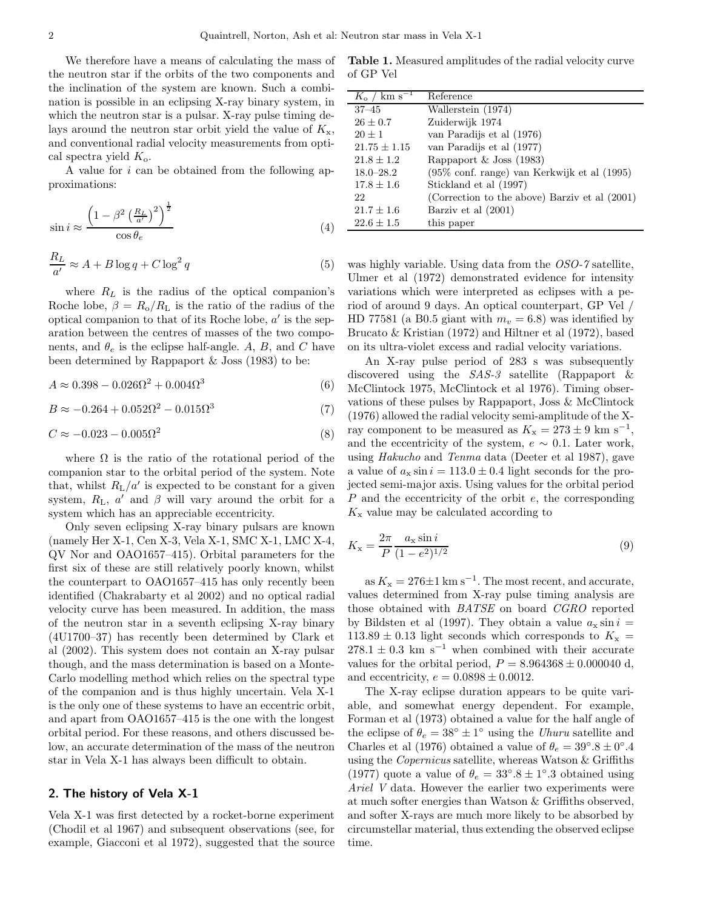We therefore have a means of calculating the mass of the neutron star if the orbits of the two components and the inclination of the system are known. Such a combination is possible in an eclipsing X-ray binary system, in which the neutron star is a pulsar. X-ray pulse timing delays around the neutron star orbit yield the value of $K_{\rm x}$, and conventional radial velocity measurements from optical spectra yield $K_{\rm o}$.

A value for $i$ can be obtained from the following approximations:

$$\sin i \approx \frac{\left(1 - \beta^2 \left(\frac{R_L}{a'}\right)^2\right)^{\frac{1}{2}}}{\cos \theta_e} \tag{4}$$

$$\frac{R_L}{a'} \approx A + B \log q + C \log^2 q \tag{5}$$

where $R_L$ is the radius of the optical companion's Roche lobe, $\beta = R_{\rm o}/R_{\rm L}$ is the ratio of the radius of the optical companion to that of its Roche lobe, $a'$ is the separation between the centres of masses of the two components, and $\theta_e$ is the eclipse half-angle. $A$, $B$, and $C$ have been determined by Rappaport & Joss (1983) to be:

$$A \approx 0.398 - 0.026\Omega^2 + 0.004\Omega^3 \tag{6}$$

$$B \approx -0.264 + 0.052\Omega^2 - 0.015\Omega^3 \tag{7}$$

$$C \approx -0.023 - 0.005\Omega^2 \tag{8}$$

where $\Omega$ is the ratio of the rotational period of the companion star to the orbital period of the system. Note that, whilst $R_{\rm L}/a'$ is expected to be constant for a given system, $R_{\rm L}$, $a'$ and $\beta$ will vary around the orbit for a system which has an appreciable eccentricity.

Only seven eclipsing X-ray binary pulsars are known (namely Her X-1, Cen X-3, Vela X-1, SMC X-1, LMC X-4, QV Nor and OAO1657–415). Orbital parameters for the first six of these are still relatively poorly known, whilst the counterpart to OAO1657–415 has only recently been identified (Chakrabarty et al 2002) and no optical radial velocity curve has been measured. In addition, the mass of the neutron star in a seventh eclipsing X-ray binary (4U1700–37) has recently been determined by Clark et al (2002). This system does not contain an X-ray pulsar though, and the mass determination is based on a Monte-Carlo modelling method which relies on the spectral type of the companion and is thus highly uncertain. Vela X-1 is the only one of these systems to have an eccentric orbit, and apart from OAO1657–415 is the one with the longest orbital period. For these reasons, and others discussed below, an accurate determination of the mass of the neutron star in Vela X-1 has always been difficult to obtain.

## 2. The history of Vela X-1

Vela X-1 was first detected by a rocket-borne experiment (Chodil et al 1967) and subsequent observations (see, for example, Giacconi et al 1972), suggested that the source was highly variable. Using data from the *OSO-7* satellite, Ulmer et al (1972) demonstrated evidence for intensity variations which were interpreted as eclipses with a period of around 9 days. An optical counterpart, GP Vel / HD 77581 (a B0.5 giant with $m_v = 6.8$) was identified by Brucato & Kristian (1972) and Hiltner et al (1972), based on its ultra-violet excess and radial velocity variations.

**Table 1.** Measured amplitudes of the radial velocity curve of GP Vel

| $K_{\rm o}$ / km s$^{-1}$ | Reference |
|---|---|
| 37–45 | Wallerstein (1974) |
| $26 \pm 0.7$ | Zuiderwijk 1974 |
| $20 \pm 1$ | van Paradijs et al (1976) |
| $21.75 \pm 1.15$ | van Paradijs et al (1977) |
| $21.8 \pm 1.2$ | Rappaport & Joss (1983) |
| 18.0–28.2 | (95% conf. range) van Kerkwijk et al (1995) |
| $17.8 \pm 1.6$ | Stickland et al (1997) |
| 22 | (Correction to the above) Barziv et al (2001) |
| $21.7 \pm 1.6$ | Barziv et al (2001) |
| $22.6 \pm 1.5$ | this paper |

An X-ray pulse period of 283 s was subsequently discovered using the *SAS-3* satellite (Rappaport & McClintock 1975, McClintock et al 1976). Timing observations of these pulses by Rappaport, Joss & McClintock (1976) allowed the radial velocity semi-amplitude of the X-ray component to be measured as $K_{\rm x} = 273 \pm 9$ km s$^{-1}$, and the eccentricity of the system, $e \sim 0.1$. Later work, using *Hakucho* and *Tenma* data (Deeter et al 1987), gave a value of $a_{\rm x} \sin i = 113.0 \pm 0.4$ light seconds for the projected semi-major axis. Using values for the orbital period $P$ and the eccentricity of the orbit $e$, the corresponding $K_{\rm x}$ value may be calculated according to

$$K_{\rm x} = \frac{2\pi}{P} \frac{a_{\rm x} \sin i}{(1 - e^2)^{1/2}} \tag{9}$$

as $K_{\rm x} = 276 \pm 1$ km s$^{-1}$. The most recent, and accurate, values determined from X-ray pulse timing analysis are those obtained with *BATSE* on board *CGRO* reported by Bildsten et al (1997). They obtain a value $a_{\rm x} \sin i = 113.89 \pm 0.13$ light seconds which corresponds to $K_{\rm x} = 278.1 \pm 0.3$ km s$^{-1}$ when combined with their accurate values for the orbital period, $P = 8.964368 \pm 0.000040$ d, and eccentricity, $e = 0.0898 \pm 0.0012$.

The X-ray eclipse duration appears to be quite variable, and somewhat energy dependent. For example, Forman et al (1973) obtained a value for the half angle of the eclipse of $\theta_e = 38^\circ \pm 1^\circ$ using the *Uhuru* satellite and Charles et al (1976) obtained a value of $\theta_e = 39^\circ.8 \pm 0^\circ.4$ using the *Copernicus* satellite, whereas Watson & Griffiths (1977) quote a value of $\theta_e = 33^\circ.8 \pm 1^\circ.3$ obtained using *Ariel V* data. However the earlier two experiments were at much softer energies than Watson & Griffiths observed, and softer X-rays are much more likely to be absorbed by circumstellar material, thus extending the observed eclipse time.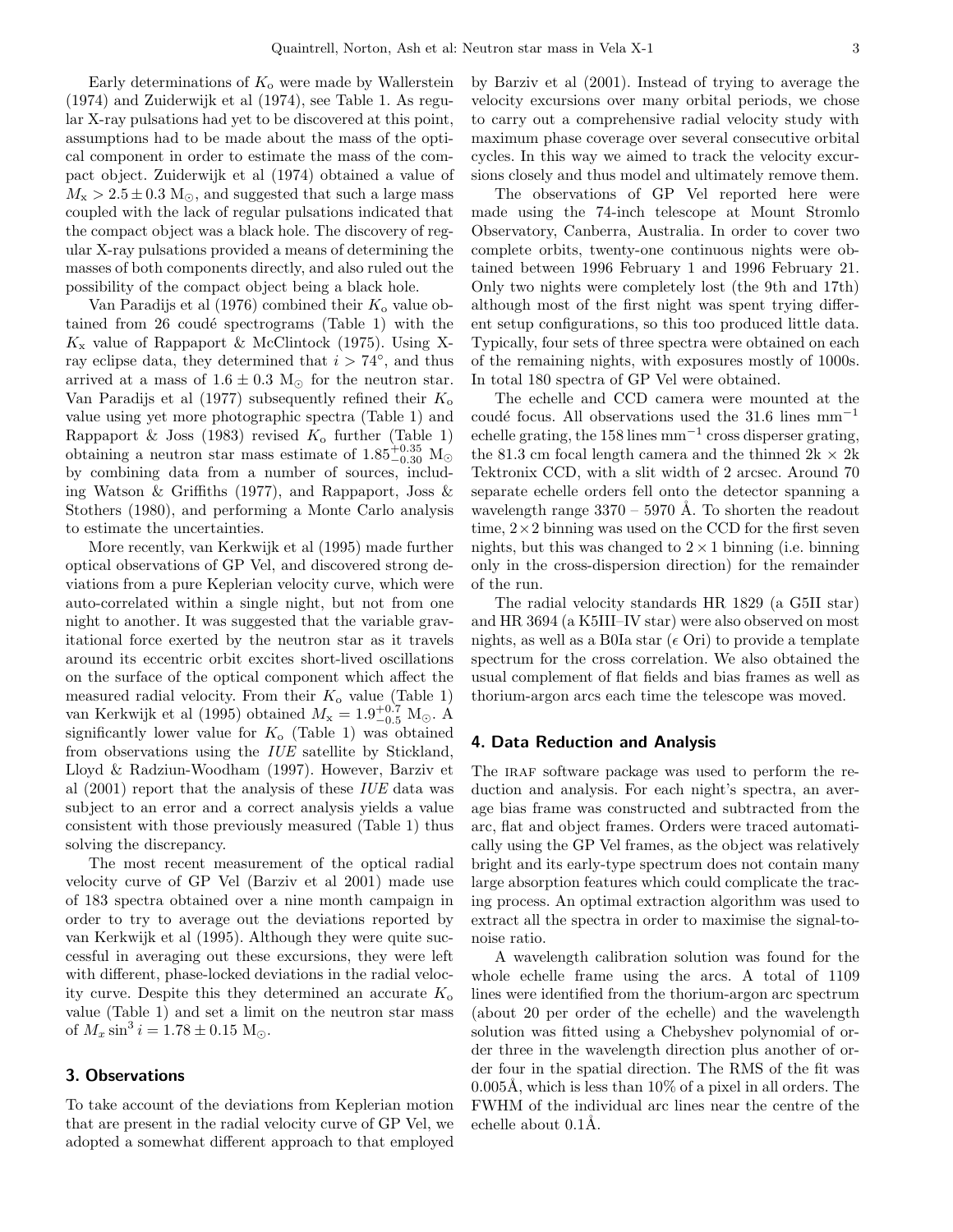Early determinations of $K_o$ were made by Wallerstein (1974) and Zuiderwijk et al (1974), see Table 1. As regular X-ray pulsations had yet to be discovered at this point, assumptions had to be made about the mass of the optical component in order to estimate the mass of the compact object. Zuiderwijk et al (1974) obtained a value of $M_x > 2.5 \pm 0.3$ M$_\odot$, and suggested that such a large mass coupled with the lack of regular pulsations indicated that the compact object was a black hole. The discovery of regular X-ray pulsations provided a means of determining the masses of both components directly, and also ruled out the possibility of the compact object being a black hole.

Van Paradijs et al (1976) combined their $K_o$ value obtained from 26 coudé spectrograms (Table 1) with the $K_x$ value of Rappaport & McClintock (1975). Using X-ray eclipse data, they determined that $i > 74°$, and thus arrived at a mass of $1.6 \pm 0.3$ M$_\odot$ for the neutron star. Van Paradijs et al (1977) subsequently refined their $K_o$ value using yet more photographic spectra (Table 1) and Rappaport & Joss (1983) revised $K_o$ further (Table 1) obtaining a neutron star mass estimate of $1.85^{+0.35}_{-0.30}$ M$_\odot$ by combining data from a number of sources, including Watson & Griffiths (1977), and Rappaport, Joss & Stothers (1980), and performing a Monte Carlo analysis to estimate the uncertainties.

More recently, van Kerkwijk et al (1995) made further optical observations of GP Vel, and discovered strong deviations from a pure Keplerian velocity curve, which were auto-correlated within a single night, but not from one night to another. It was suggested that the variable gravitational force exerted by the neutron star as it travels around its eccentric orbit excites short-lived oscillations on the surface of the optical component which affect the measured radial velocity. From their $K_o$ value (Table 1) van Kerkwijk et al (1995) obtained $M_x = 1.9^{+0.7}_{-0.5}$ M$_\odot$. A significantly lower value for $K_o$ (Table 1) was obtained from observations using the *IUE* satellite by Stickland, Lloyd & Radziun-Woodham (1997). However, Barziv et al (2001) report that the analysis of these *IUE* data was subject to an error and a correct analysis yields a value consistent with those previously measured (Table 1) thus solving the discrepancy.

The most recent measurement of the optical radial velocity curve of GP Vel (Barziv et al 2001) made use of 183 spectra obtained over a nine month campaign in order to try to average out the deviations reported by van Kerkwijk et al (1995). Although they were quite successful in averaging out these excursions, they were left with different, phase-locked deviations in the radial velocity curve. Despite this they determined an accurate $K_o$ value (Table 1) and set a limit on the neutron star mass of $M_x \sin^3 i = 1.78 \pm 0.15$ M$_\odot$.

## 3. Observations

To take account of the deviations from Keplerian motion that are present in the radial velocity curve of GP Vel, we adopted a somewhat different approach to that employed by Barziv et al (2001). Instead of trying to average the velocity excursions over many orbital periods, we chose to carry out a comprehensive radial velocity study with maximum phase coverage over several consecutive orbital cycles. In this way we aimed to track the velocity excursions closely and thus model and ultimately remove them.

The observations of GP Vel reported here were made using the 74-inch telescope at Mount Stromlo Observatory, Canberra, Australia. In order to cover two complete orbits, twenty-one continuous nights were obtained between 1996 February 1 and 1996 February 21. Only two nights were completely lost (the 9th and 17th) although most of the first night was spent trying different setup configurations, so this too produced little data. Typically, four sets of three spectra were obtained on each of the remaining nights, with exposures mostly of 1000s. In total 180 spectra of GP Vel were obtained.

The echelle and CCD camera were mounted at the coudé focus. All observations used the 31.6 lines mm$^{-1}$ echelle grating, the 158 lines mm$^{-1}$ cross disperser grating, the 81.3 cm focal length camera and the thinned 2k × 2k Tektronix CCD, with a slit width of 2 arcsec. Around 70 separate echelle orders fell onto the detector spanning a wavelength range 3370 – 5970 Å. To shorten the readout time, $2 \times 2$ binning was used on the CCD for the first seven nights, but this was changed to $2 \times 1$ binning (i.e. binning only in the cross-dispersion direction) for the remainder of the run.

The radial velocity standards HR 1829 (a G5II star) and HR 3694 (a K5III–IV star) were also observed on most nights, as well as a B0Ia star ($\epsilon$ Ori) to provide a template spectrum for the cross correlation. We also obtained the usual complement of flat fields and bias frames as well as thorium-argon arcs each time the telescope was moved.

## 4. Data Reduction and Analysis

The IRAF software package was used to perform the reduction and analysis. For each night's spectra, an average bias frame was constructed and subtracted from the arc, flat and object frames. Orders were traced automatically using the GP Vel frames, as the object was relatively bright and its early-type spectrum does not contain many large absorption features which could complicate the tracing process. An optimal extraction algorithm was used to extract all the spectra in order to maximise the signal-to-noise ratio.

A wavelength calibration solution was found for the whole echelle frame using the arcs. A total of 1109 lines were identified from the thorium-argon arc spectrum (about 20 per order of the echelle) and the wavelength solution was fitted using a Chebyshev polynomial of order three in the wavelength direction plus another of order four in the spatial direction. The RMS of the fit was 0.005Å, which is less than 10% of a pixel in all orders. The FWHM of the individual arc lines near the centre of the echelle about 0.1Å.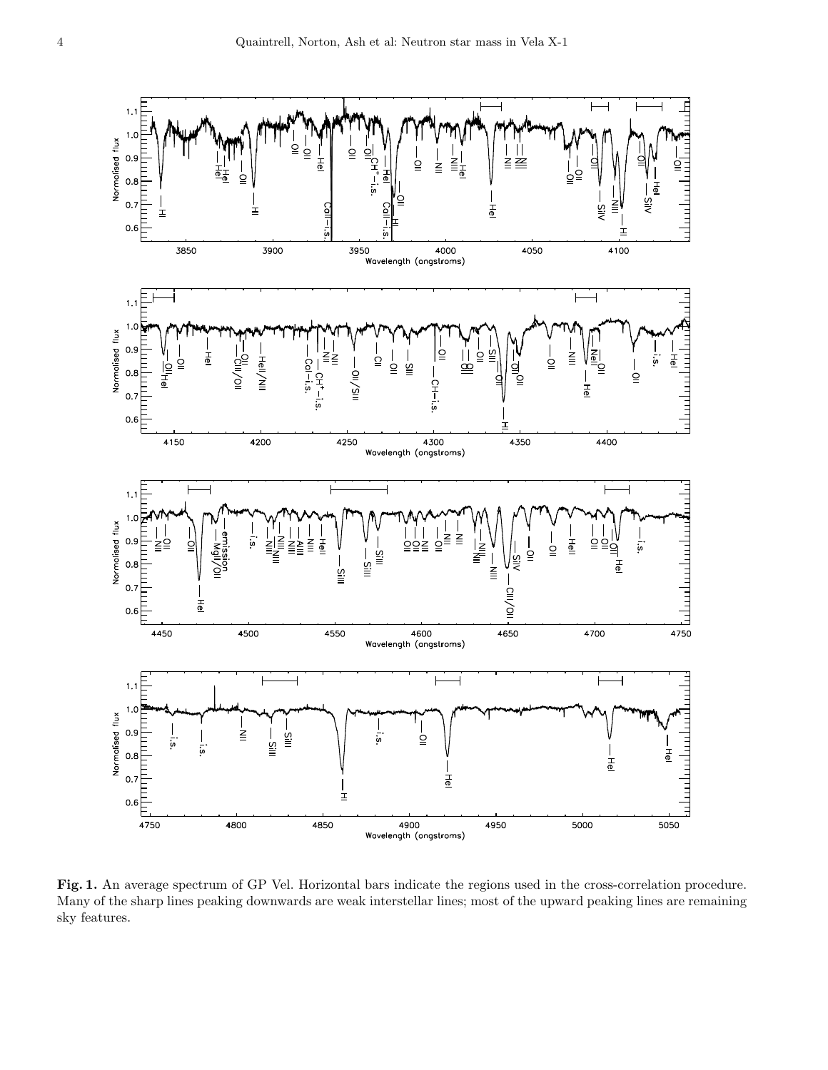**Fig. 1.** An average spectrum of GP Vel. Horizontal bars indicate the regions used in the cross-correlation procedure. Many of the sharp lines peaking downwards are weak interstellar lines; most of the upward peaking lines are remaining sky features.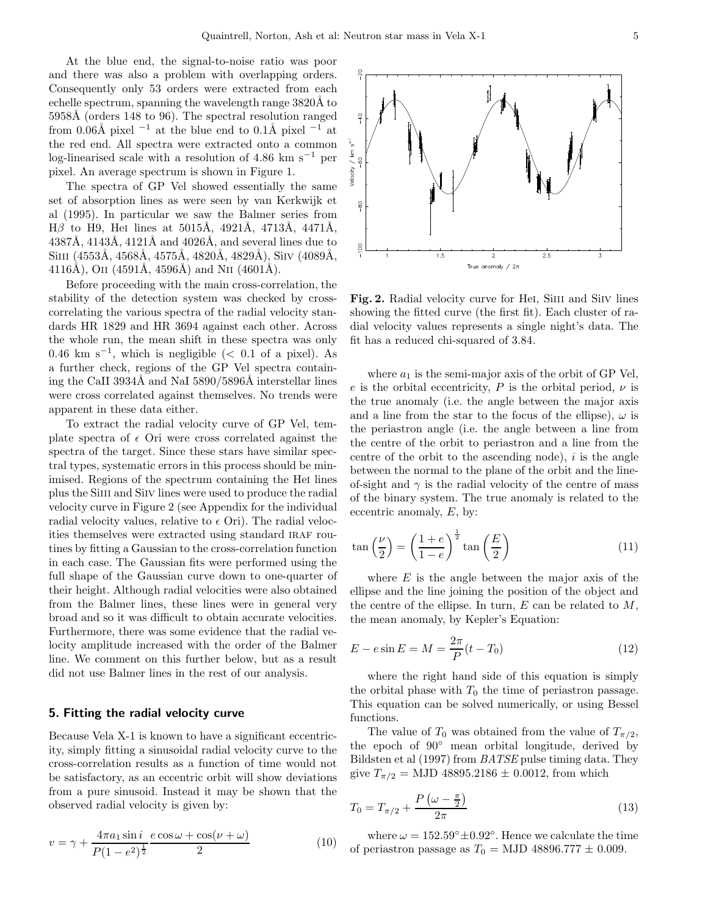At the blue end, the signal-to-noise ratio was poor and there was also a problem with overlapping orders. Consequently only 53 orders were extracted from each echelle spectrum, spanning the wavelength range 3820Å to 5958Å (orders 148 to 96). The spectral resolution ranged from 0.06Å pixel $^{-1}$ at the blue end to 0.1Å pixel $^{-1}$ at the red end. All spectra were extracted onto a common log-linearised scale with a resolution of 4.86 km s$^{-1}$ per pixel. An average spectrum is shown in Figure 1.

The spectra of GP Vel showed essentially the same set of absorption lines as were seen by van Kerkwijk et al (1995). In particular we saw the Balmer series from H$\beta$ to H9, HeI lines at 5015Å, 4921Å, 4713Å, 4471Å, 4387Å, 4143Å, 4121Å and 4026Å, and several lines due to SiIII (4553Å, 4568Å, 4575Å, 4820Å, 4829Å), SiIV (4089Å, 4116Å), OII (4591Å, 4596Å) and NII (4601Å).

Before proceeding with the main cross-correlation, the stability of the detection system was checked by cross-correlating the various spectra of the radial velocity standards HR 1829 and HR 3694 against each other. Across the whole run, the mean shift in these spectra was only 0.46 km s$^{-1}$, which is negligible ($<$ 0.1 of a pixel). As a further check, regions of the GP Vel spectra containing the CaII 3934Å and NaI 5890/5896Å interstellar lines were cross correlated against themselves. No trends were apparent in these data either.

To extract the radial velocity curve of GP Vel, template spectra of $\epsilon$ Ori were cross correlated against the spectra of the target. Since these stars have similar spectral types, systematic errors in this process should be minimised. Regions of the spectrum containing the HeI lines plus the SiIII and SiIV lines were used to produce the radial velocity curve in Figure 2 (see Appendix for the individual radial velocity values, relative to $\epsilon$ Ori). The radial velocities themselves were extracted using standard IRAF routines by fitting a Gaussian to the cross-correlation function in each case. The Gaussian fits were performed using the full shape of the Gaussian curve down to one-quarter of their height. Although radial velocities were also obtained from the Balmer lines, these lines were in general very broad and so it was difficult to obtain accurate velocities. Furthermore, there was some evidence that the radial velocity amplitude increased with the order of the Balmer line. We comment on this further below, but as a result did not use Balmer lines in the rest of our analysis.

## 5. Fitting the radial velocity curve

Because Vela X-1 is known to have a significant eccentricity, simply fitting a sinusoidal radial velocity curve to the cross-correlation results as a function of time would not be satisfactory, as an eccentric orbit will show deviations from a pure sinusoid. Instead it may be shown that the observed radial velocity is given by:

$$v = \gamma + \frac{4\pi a_1 \sin i}{P(1-e^2)^{\frac{1}{2}}} \frac{e \cos\omega + \cos(\nu + \omega)}{2} \tag{10}$$

**Fig. 2.** Radial velocity curve for HeI, SiIII and SiIV lines showing the fitted curve (the first fit). Each cluster of radial velocity values represents a single night's data. The fit has a reduced chi-squared of 3.84.

where $a_1$ is the semi-major axis of the orbit of GP Vel, $e$ is the orbital eccentricity, $P$ is the orbital period, $\nu$ is the true anomaly (i.e. the angle between the major axis and a line from the star to the focus of the ellipse), $\omega$ is the periastron angle (i.e. the angle between a line from the centre of the orbit to periastron and a line from the centre of the orbit to the ascending node), $i$ is the angle between the normal to the plane of the orbit and the line-of-sight and $\gamma$ is the radial velocity of the centre of mass of the binary system. The true anomaly is related to the eccentric anomaly, $E$, by:

$$\tan\left(\frac{\nu}{2}\right) = \left(\frac{1+e}{1-e}\right)^{\frac{1}{2}} \tan\left(\frac{E}{2}\right) \tag{11}$$

where $E$ is the angle between the major axis of the ellipse and the line joining the position of the object and the centre of the ellipse. In turn, $E$ can be related to $M$, the mean anomaly, by Kepler's Equation:

$$E - e \sin E = M = \frac{2\pi}{P}(t - T_0) \tag{12}$$

where the right hand side of this equation is simply the orbital phase with $T_0$ the time of periastron passage. This equation can be solved numerically, or using Bessel functions.

The value of $T_0$ was obtained from the value of $T_{\pi/2}$, the epoch of 90° mean orbital longitude, derived by Bildsten et al (1997) from *BATSE* pulse timing data. They give $T_{\pi/2}$ = MJD 48895.2186 ± 0.0012, from which

$$T_0 = T_{\pi/2} + \frac{P\left(\omega - \frac{\pi}{2}\right)}{2\pi} \tag{13}$$

where $\omega = 152.59° \pm 0.92°$. Hence we calculate the time of periastron passage as $T_0$ = MJD 48896.777 ± 0.009.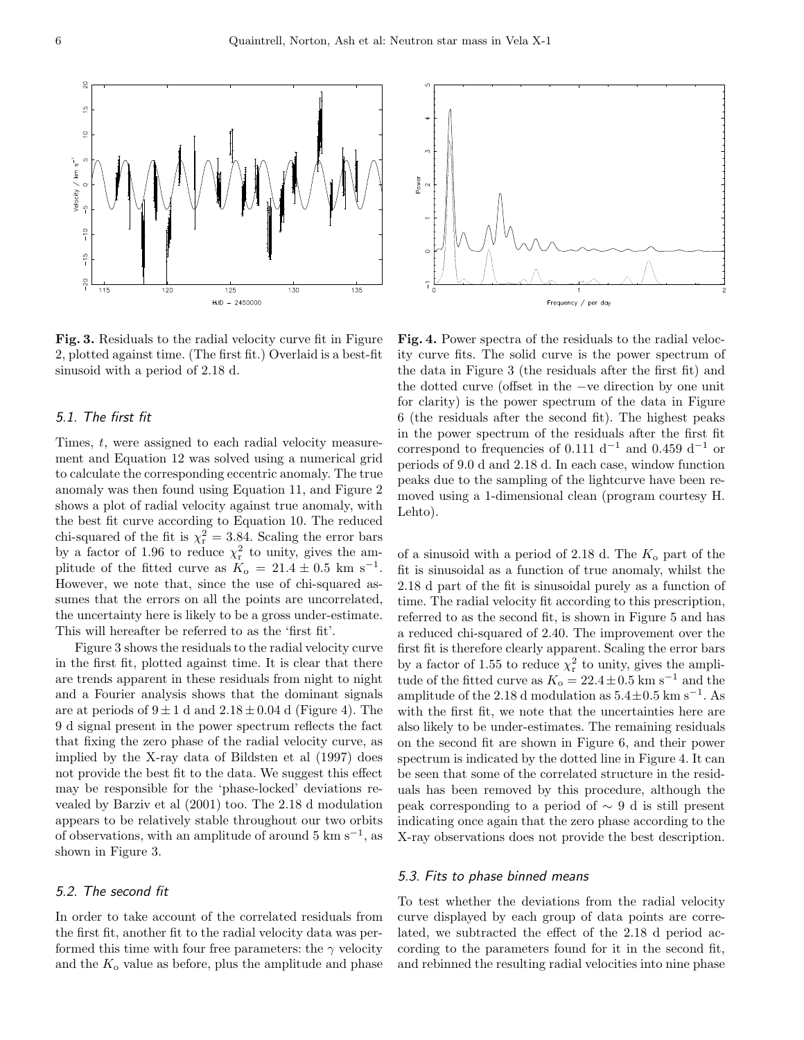**Fig. 3.** Residuals to the radial velocity curve fit in Figure 2, plotted against time. (The first fit.) Overlaid is a best-fit sinusoid with a period of 2.18 d.

**Fig. 4.** Power spectra of the residuals to the radial velocity curve fits. The solid curve is the power spectrum of the data in Figure 3 (the residuals after the first fit) and the dotted curve (offset in the −ve direction by one unit for clarity) is the power spectrum of the data in Figure 6 (the residuals after the second fit). The highest peaks in the power spectrum of the residuals after the first fit correspond to frequencies of 0.111 $\mathrm{d}^{-1}$ and 0.459 $\mathrm{d}^{-1}$ or periods of 9.0 d and 2.18 d. In each case, window function peaks due to the sampling of the lightcurve have been removed using a 1-dimensional clean (program courtesy H. Lehto).

### 5.1. The first fit

Times, $t$, were assigned to each radial velocity measurement and Equation 12 was solved using a numerical grid to calculate the corresponding eccentric anomaly. The true anomaly was then found using Equation 11, and Figure 2 shows a plot of radial velocity against true anomaly, with the best fit curve according to Equation 10. The reduced chi-squared of the fit is $\chi^2_{\mathrm{r}} = 3.84$. Scaling the error bars by a factor of 1.96 to reduce $\chi^2_{\mathrm{r}}$ to unity, gives the amplitude of the fitted curve as $K_{\mathrm{o}} = 21.4 \pm 0.5$ km $\mathrm{s}^{-1}$. However, we note that, since the use of chi-squared assumes that the errors on all the points are uncorrelated, the uncertainty here is likely to be a gross under-estimate. This will hereafter be referred to as the 'first fit'.

Figure 3 shows the residuals to the radial velocity curve in the first fit, plotted against time. It is clear that there are trends apparent in these residuals from night to night and a Fourier analysis shows that the dominant signals are at periods of $9 \pm 1$ d and $2.18 \pm 0.04$ d (Figure 4). The 9 d signal present in the power spectrum reflects the fact that fixing the zero phase of the radial velocity curve, as implied by the X-ray data of Bildsten et al (1997) does not provide the best fit to the data. We suggest this effect may be responsible for the 'phase-locked' deviations revealed by Barziv et al (2001) too. The 2.18 d modulation appears to be relatively stable throughout our two orbits of observations, with an amplitude of around 5 km $\mathrm{s}^{-1}$, as shown in Figure 3.

### 5.2. The second fit

In order to take account of the correlated residuals from the first fit, another fit to the radial velocity data was performed this time with four free parameters: the $\gamma$ velocity and the $K_{\mathrm{o}}$ value as before, plus the amplitude and phase of a sinusoid with a period of 2.18 d. The $K_{\mathrm{o}}$ part of the fit is sinusoidal as a function of true anomaly, whilst the 2.18 d part of the fit is sinusoidal purely as a function of time. The radial velocity fit according to this prescription, referred to as the second fit, is shown in Figure 5 and has a reduced chi-squared of 2.40. The improvement over the first fit is therefore clearly apparent. Scaling the error bars by a factor of 1.55 to reduce $\chi^2_{\mathrm{r}}$ to unity, gives the amplitude of the fitted curve as $K_{\mathrm{o}} = 22.4 \pm 0.5$ km $\mathrm{s}^{-1}$ and the amplitude of the 2.18 d modulation as $5.4 \pm 0.5$ km $\mathrm{s}^{-1}$. As with the first fit, we note that the uncertainties here are also likely to be under-estimates. The remaining residuals on the second fit are shown in Figure 6, and their power spectrum is indicated by the dotted line in Figure 4. It can be seen that some of the correlated structure in the residuals has been removed by this procedure, although the peak corresponding to a period of $\sim 9$ d is still present indicating once again that the zero phase according to the X-ray observations does not provide the best description.

### 5.3. Fits to phase binned means

To test whether the deviations from the radial velocity curve displayed by each group of data points are correlated, we subtracted the effect of the 2.18 d period according to the parameters found for it in the second fit, and rebinned the resulting radial velocities into nine phase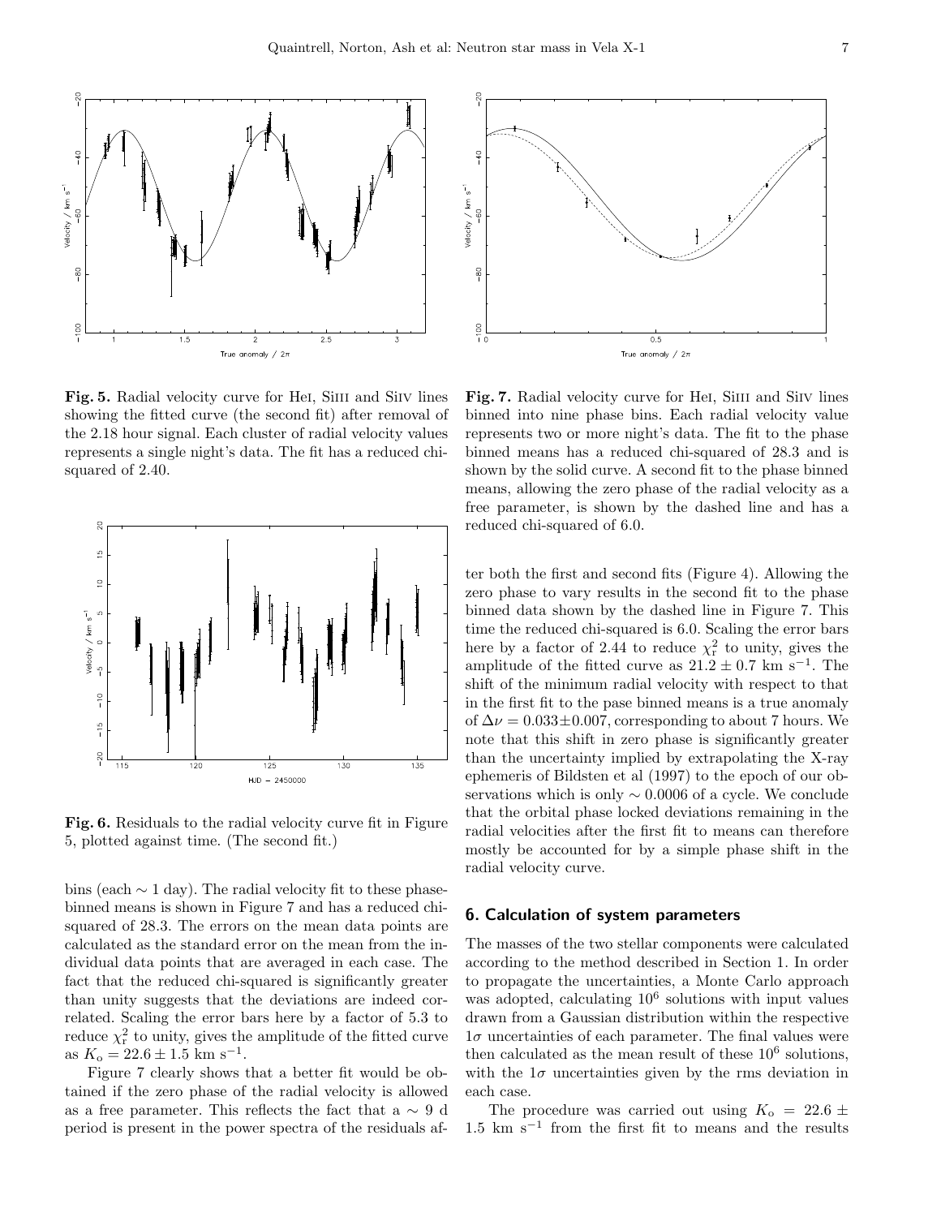**Fig. 5.** Radial velocity curve for HeI, SiIII and SiIV lines showing the fitted curve (the second fit) after removal of the 2.18 hour signal. Each cluster of radial velocity values represents a single night's data. The fit has a reduced chi-squared of 2.40.

**Fig. 6.** Residuals to the radial velocity curve fit in Figure 5, plotted against time. (The second fit.)

bins (each $\sim 1$ day). The radial velocity fit to these phase-binned means is shown in Figure 7 and has a reduced chi-squared of 28.3. The errors on the mean data points are calculated as the standard error on the mean from the individual data points that are averaged in each case. The fact that the reduced chi-squared is significantly greater than unity suggests that the deviations are indeed correlated. Scaling the error bars here by a factor of 5.3 to reduce $\chi^2_r$ to unity, gives the amplitude of the fitted curve as $K_o = 22.6 \pm 1.5$ km s$^{-1}$.

Figure 7 clearly shows that a better fit would be obtained if the zero phase of the radial velocity is allowed as a free parameter. This reflects the fact that a $\sim 9$ d period is present in the power spectra of the residuals after both the first and second fits (Figure 4). Allowing the zero phase to vary results in the second fit to the phase binned data shown by the dashed line in Figure 7. This time the reduced chi-squared is 6.0. Scaling the error bars here by a factor of 2.44 to reduce $\chi^2_r$ to unity, gives the amplitude of the fitted curve as $21.2 \pm 0.7$ km s$^{-1}$. The shift of the minimum radial velocity with respect to that in the first fit to the pase binned means is a true anomaly of $\Delta\nu = 0.033 \pm 0.007$, corresponding to about 7 hours. We note that this shift in zero phase is significantly greater than the uncertainty implied by extrapolating the X-ray ephemeris of Bildsten et al (1997) to the epoch of our observations which is only $\sim 0.0006$ of a cycle. We conclude that the orbital phase locked deviations remaining in the radial velocities after the first fit to means can therefore mostly be accounted for by a simple phase shift in the radial velocity curve.

**Fig. 7.** Radial velocity curve for HeI, SiIII and SiIV lines binned into nine phase bins. Each radial velocity value represents two or more night's data. The fit to the phase binned means has a reduced chi-squared of 28.3 and is shown by the solid curve. A second fit to the phase binned means, allowing the zero phase of the radial velocity as a free parameter, is shown by the dashed line and has a reduced chi-squared of 6.0.

## 6. Calculation of system parameters

The masses of the two stellar components were calculated according to the method described in Section 1. In order to propagate the uncertainties, a Monte Carlo approach was adopted, calculating $10^6$ solutions with input values drawn from a Gaussian distribution within the respective $1\sigma$ uncertainties of each parameter. The final values were then calculated as the mean result of these $10^6$ solutions, with the $1\sigma$ uncertainties given by the rms deviation in each case.

The procedure was carried out using $K_o = 22.6 \pm 1.5$ km s$^{-1}$ from the first fit to means and the results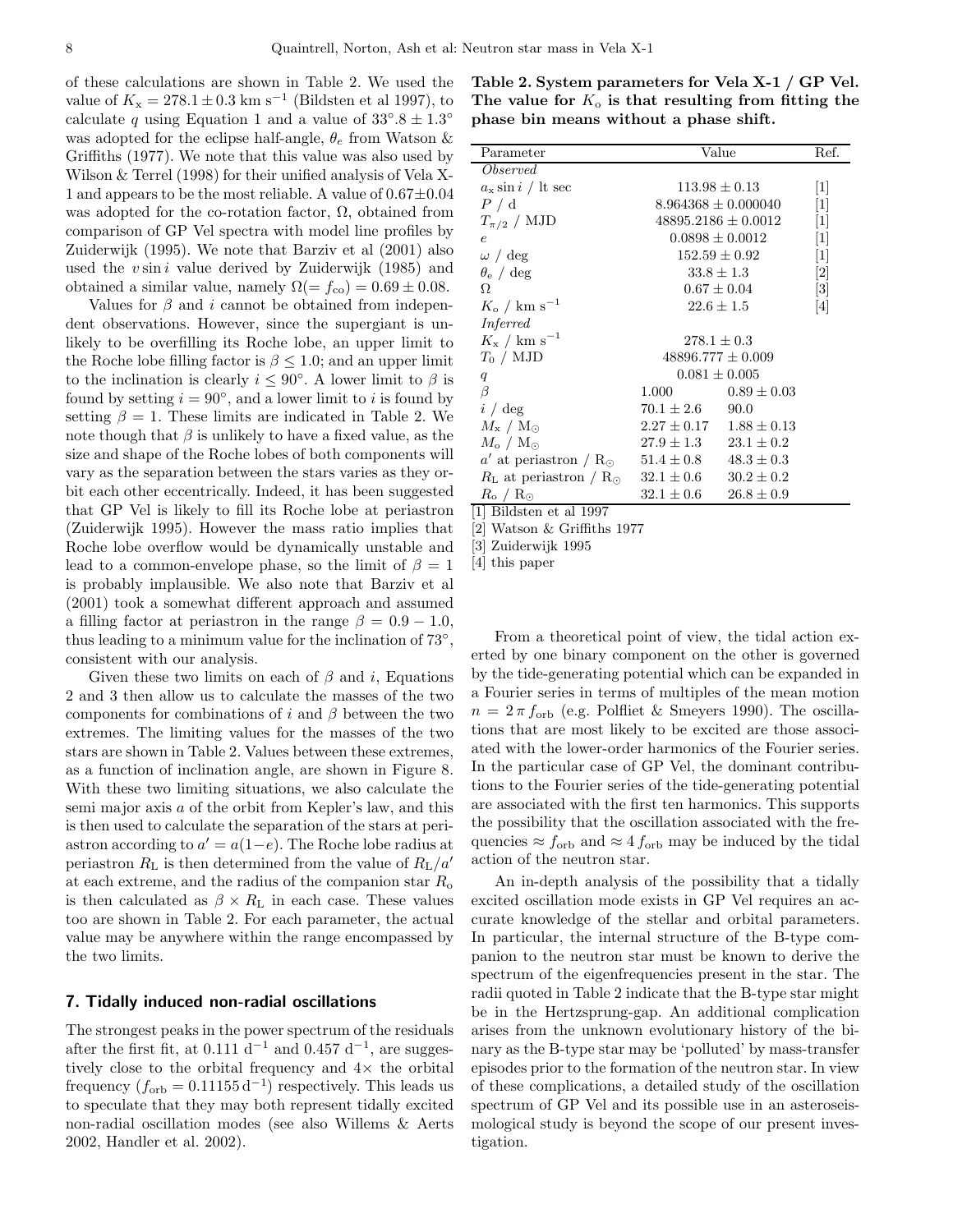of these calculations are shown in Table 2. We used the value of $K_x = 278.1 \pm 0.3$ km s$^{-1}$ (Bildsten et al 1997), to calculate $q$ using Equation 1 and a value of $33^\circ.8 \pm 1.3^\circ$ was adopted for the eclipse half-angle, $\theta_e$ from Watson & Griffiths (1977). We note that this value was also used by Wilson & Terrel (1998) for their unified analysis of Vela X-1 and appears to be the most reliable. A value of $0.67 \pm 0.04$ was adopted for the co-rotation factor, $\Omega$, obtained from comparison of GP Vel spectra with model line profiles by Zuiderwijk (1995). We note that Barziv et al (2001) also used the $v \sin i$ value derived by Zuiderwijk (1985) and obtained a similar value, namely $\Omega(= f_{co}) = 0.69 \pm 0.08$.

Values for $\beta$ and $i$ cannot be obtained from independent observations. However, since the supergiant is unlikely to be overfilling its Roche lobe, an upper limit to the Roche lobe filling factor is $\beta \leq 1.0$; and an upper limit to the inclination is clearly $i \leq 90^\circ$. A lower limit to $\beta$ is found by setting $i = 90^\circ$, and a lower limit to $i$ is found by setting $\beta = 1$. These limits are indicated in Table 2. We note though that $\beta$ is unlikely to have a fixed value, as the size and shape of the Roche lobes of both components will vary as the separation between the stars varies as they orbit each other eccentrically. Indeed, it has been suggested that GP Vel is likely to fill its Roche lobe at periastron (Zuiderwijk 1995). However the mass ratio implies that Roche lobe overflow would be dynamically unstable and lead to a common-envelope phase, so the limit of $\beta = 1$ is probably implausible. We also note that Barziv et al (2001) took a somewhat different approach and assumed a filling factor at periastron in the range $\beta = 0.9 - 1.0$, thus leading to a minimum value for the inclination of $73^\circ$, consistent with our analysis.

Given these two limits on each of $\beta$ and $i$, Equations 2 and 3 then allow us to calculate the masses of the two components for combinations of $i$ and $\beta$ between the two extremes. The limiting values for the masses of the two stars are shown in Table 2. Values between these extremes, as a function of inclination angle, are shown in Figure 8. With these two limiting situations, we also calculate the semi major axis $a$ of the orbit from Kepler's law, and this is then used to calculate the separation of the stars at periastron according to $a' = a(1-e)$. The Roche lobe radius at periastron $R_L$ is then determined from the value of $R_L/a'$ at each extreme, and the radius of the companion star $R_o$ is then calculated as $\beta \times R_L$ in each case. These values too are shown in Table 2. For each parameter, the actual value may be anywhere within the range encompassed by the two limits.

**Table 2. System parameters for Vela X-1 / GP Vel. The value for $K_o$ is that resulting from fitting the phase bin means without a phase shift.**

| Parameter | Value | | Ref. |
|---|---|---|---|
| *Observed* | | | |
| $a_x \sin i$ / lt sec | $113.98 \pm 0.13$ | | [1] |
| $P$ / d | $8.964368 \pm 0.000040$ | | [1] |
| $T_{\pi/2}$ / MJD | $48895.2186 \pm 0.0012$ | | [1] |
| $e$ | $0.0898 \pm 0.0012$ | | [1] |
| $\omega$ / deg | $152.59 \pm 0.92$ | | [1] |
| $\theta_e$ / deg | $33.8 \pm 1.3$ | | [2] |
| $\Omega$ | $0.67 \pm 0.04$ | | [3] |
| $K_o$ / km s$^{-1}$ | $22.6 \pm 1.5$ | | [4] |
| *Inferred* | | | |
| $K_x$ / km s$^{-1}$ | $278.1 \pm 0.3$ | | |
| $T_0$ / MJD | $48896.777 \pm 0.009$ | | |
| $q$ | $0.081 \pm 0.005$ | | |
| $\beta$ | 1.000 | $0.89 \pm 0.03$ | |
| $i$ / deg | $70.1 \pm 2.6$ | 90.0 | |
| $M_x$ / M$_\odot$ | $2.27 \pm 0.17$ | $1.88 \pm 0.13$ | |
| $M_o$ / M$_\odot$ | $27.9 \pm 1.3$ | $23.1 \pm 0.2$ | |
| $a'$ at periastron / R$_\odot$ | $51.4 \pm 0.8$ | $48.3 \pm 0.3$ | |
| $R_L$ at periastron / R$_\odot$ | $32.1 \pm 0.6$ | $30.2 \pm 0.2$ | |
| $R_o$ / R$_\odot$ | $32.1 \pm 0.6$ | $26.8 \pm 0.9$ | |

[1] Bildsten et al 1997
[2] Watson & Griffiths 1977
[3] Zuiderwijk 1995
[4] this paper

## 7. Tidally induced non-radial oscillations

The strongest peaks in the power spectrum of the residuals after the first fit, at 0.111 d$^{-1}$ and 0.457 d$^{-1}$, are suggestively close to the orbital frequency and 4× the orbital frequency ($f_{orb} = 0.11155\,\mathrm{d}^{-1}$) respectively. This leads us to speculate that they may both represent tidally excited non-radial oscillation modes (see also Willems & Aerts 2002, Handler et al. 2002).

From a theoretical point of view, the tidal action exerted by one binary component on the other is governed by the tide-generating potential which can be expanded in a Fourier series in terms of multiples of the mean motion $n = 2\pi f_{orb}$ (e.g. Polfliet & Smeyers 1990). The oscillations that are most likely to be excited are those associated with the lower-order harmonics of the Fourier series. In the particular case of GP Vel, the dominant contributions to the Fourier series of the tide-generating potential are associated with the first ten harmonics. This supports the possibility that the oscillation associated with the frequencies $\approx f_{orb}$ and $\approx 4 f_{orb}$ may be induced by the tidal action of the neutron star.

An in-depth analysis of the possibility that a tidally excited oscillation mode exists in GP Vel requires an accurate knowledge of the stellar and orbital parameters. In particular, the internal structure of the B-type companion to the neutron star must be known to derive the spectrum of the eigenfrequencies present in the star. The radii quoted in Table 2 indicate that the B-type star might be in the Hertzsprung-gap. An additional complication arises from the unknown evolutionary history of the binary as the B-type star may be 'polluted' by mass-transfer episodes prior to the formation of the neutron star. In view of these complications, a detailed study of the oscillation spectrum of GP Vel and its possible use in an asteroseismological study is beyond the scope of our present investigation.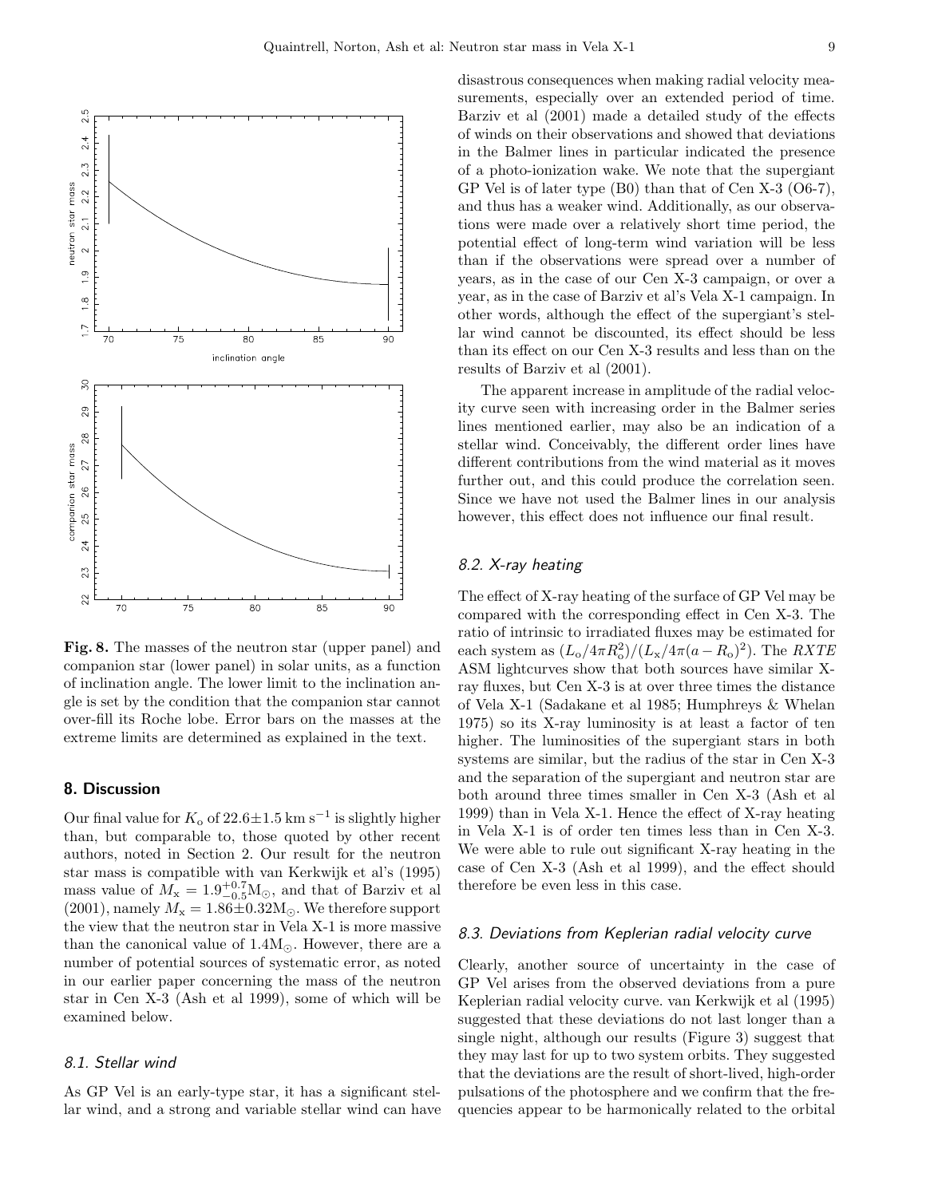**Fig. 8.** The masses of the neutron star (upper panel) and companion star (lower panel) in solar units, as a function of inclination angle. The lower limit to the inclination angle is set by the condition that the companion star cannot over-fill its Roche lobe. Error bars on the masses at the extreme limits are determined as explained in the text.

## 8. Discussion

Our final value for $K_{\rm o}$ of $22.6 \pm 1.5$ km s$^{-1}$ is slightly higher than, but comparable to, those quoted by other recent authors, noted in Section 2. Our result for the neutron star mass is compatible with van Kerkwijk et al's (1995) mass value of $M_{\rm x} = 1.9^{+0.7}_{-0.5}$M$_{\odot}$, and that of Barziv et al (2001), namely $M_{\rm x} = 1.86 \pm 0.32$M$_{\odot}$. We therefore support the view that the neutron star in Vela X-1 is more massive than the canonical value of 1.4M$_{\odot}$. However, there are a number of potential sources of systematic error, as noted in our earlier paper concerning the mass of the neutron star in Cen X-3 (Ash et al 1999), some of which will be examined below.

### 8.1. Stellar wind

As GP Vel is an early-type star, it has a significant stellar wind, and a strong and variable stellar wind can have disastrous consequences when making radial velocity measurements, especially over an extended period of time. Barziv et al (2001) made a detailed study of the effects of winds on their observations and showed that deviations in the Balmer lines in particular indicated the presence of a photo-ionization wake. We note that the supergiant GP Vel is of later type (B0) than that of Cen X-3 (O6-7), and thus has a weaker wind. Additionally, as our observations were made over a relatively short time period, the potential effect of long-term wind variation will be less than if the observations were spread over a number of years, as in the case of our Cen X-3 campaign, or over a year, as in the case of Barziv et al's Vela X-1 campaign. In other words, although the effect of the supergiant's stellar wind cannot be discounted, its effect should be less than its effect on our Cen X-3 results and less than on the results of Barziv et al (2001).

The apparent increase in amplitude of the radial velocity curve seen with increasing order in the Balmer series lines mentioned earlier, may also be an indication of a stellar wind. Conceivably, the different order lines have different contributions from the wind material as it moves further out, and this could produce the correlation seen. Since we have not used the Balmer lines in our analysis however, this effect does not influence our final result.

### 8.2. X-ray heating

The effect of X-ray heating of the surface of GP Vel may be compared with the corresponding effect in Cen X-3. The ratio of intrinsic to irradiated fluxes may be estimated for each system as $(L_{\rm o}/4\pi R_{\rm o}^2)/(L_{\rm x}/4\pi(a - R_{\rm o})^2)$. The *RXTE* ASM lightcurves show that both sources have similar X-ray fluxes, but Cen X-3 is at over three times the distance of Vela X-1 (Sadakane et al 1985; Humphreys & Whelan 1975) so its X-ray luminosity is at least a factor of ten higher. The luminosities of the supergiant stars in both systems are similar, but the radius of the star in Cen X-3 and the separation of the supergiant and neutron star are both around three times smaller in Cen X-3 (Ash et al 1999) than in Vela X-1. Hence the effect of X-ray heating in Vela X-1 is of order ten times less than in Cen X-3. We were able to rule out significant X-ray heating in the case of Cen X-3 (Ash et al 1999), and the effect should therefore be even less in this case.

### 8.3. Deviations from Keplerian radial velocity curve

Clearly, another source of uncertainty in the case of GP Vel arises from the observed deviations from a pure Keplerian radial velocity curve. van Kerkwijk et al (1995) suggested that these deviations do not last longer than a single night, although our results (Figure 3) suggest that they may last for up to two system orbits. They suggested that the deviations are the result of short-lived, high-order pulsations of the photosphere and we confirm that the frequencies appear to be harmonically related to the orbital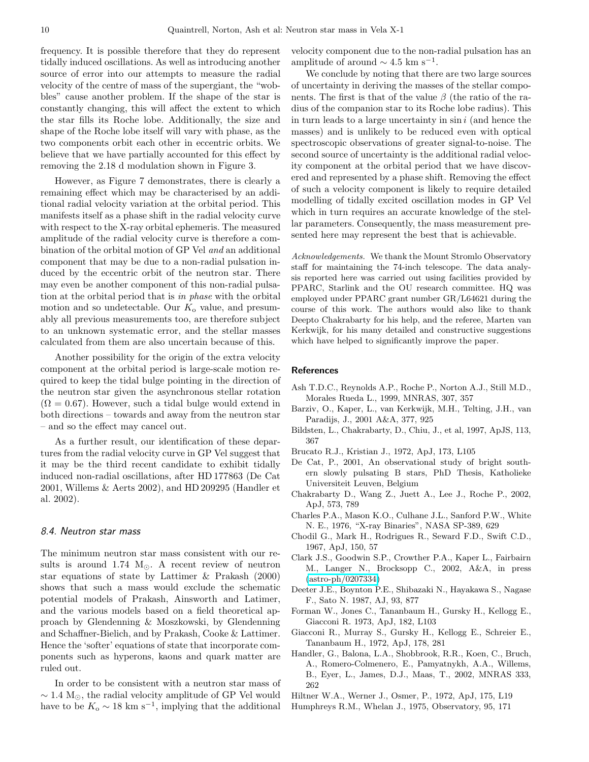frequency. It is possible therefore that they do represent tidally induced oscillations. As well as introducing another source of error into our attempts to measure the radial velocity of the centre of mass of the supergiant, the "wobbles" cause another problem. If the shape of the star is constantly changing, this will affect the extent to which the star fills its Roche lobe. Additionally, the size and shape of the Roche lobe itself will vary with phase, as the two components orbit each other in eccentric orbits. We believe that we have partially accounted for this effect by removing the 2.18 d modulation shown in Figure 3.

However, as Figure 7 demonstrates, there is clearly a remaining effect which may be characterised by an additional radial velocity variation at the orbital period. This manifests itself as a phase shift in the radial velocity curve with respect to the X-ray orbital ephemeris. The measured amplitude of the radial velocity curve is therefore a combination of the orbital motion of GP Vel *and* an additional component that may be due to a non-radial pulsation induced by the eccentric orbit of the neutron star. There may even be another component of this non-radial pulsation at the orbital period that is *in phase* with the orbital motion and so undetectable. Our $K_\mathrm{o}$ value, and presumably all previous measurements too, are therefore subject to an unknown systematic error, and the stellar masses calculated from them are also uncertain because of this.

Another possibility for the origin of the extra velocity component at the orbital period is large-scale motion required to keep the tidal bulge pointing in the direction of the neutron star given the asynchronous stellar rotation ($\Omega = 0.67$). However, such a tidal bulge would extend in both directions – towards and away from the neutron star – and so the effect may cancel out.

As a further result, our identification of these departures from the radial velocity curve in GP Vel suggest that it may be the third recent candidate to exhibit tidally induced non-radial oscillations, after HD 177863 (De Cat 2001, Willems & Aerts 2002), and HD 209295 (Handler et al. 2002).

### 8.4. Neutron star mass

The minimum neutron star mass consistent with our results is around 1.74 $\mathrm{M}_\odot$. A recent review of neutron star equations of state by Lattimer & Prakash (2000) shows that such a mass would exclude the schematic potential models of Prakash, Ainsworth and Latimer, and the various models based on a field theoretical approach by Glendenning & Moszkowski, by Glendenning and Schaffner-Bielich, and by Prakash, Cooke & Lattimer. Hence the 'softer' equations of state that incorporate components such as hyperons, kaons and quark matter are ruled out.

In order to be consistent with a neutron star mass of $\sim 1.4$ $\mathrm{M}_\odot$, the radial velocity amplitude of GP Vel would have to be $K_\mathrm{o} \sim 18$ km s$^{-1}$, implying that the additional velocity component due to the non-radial pulsation has an amplitude of around $\sim 4.5$ km s$^{-1}$.

We conclude by noting that there are two large sources of uncertainty in deriving the masses of the stellar components. The first is that of the value $\beta$ (the ratio of the radius of the companion star to its Roche lobe radius). This in turn leads to a large uncertainty in $\sin i$ (and hence the masses) and is unlikely to be reduced even with optical spectroscopic observations of greater signal-to-noise. The second source of uncertainty is the additional radial velocity component at the orbital period that we have discovered and represented by a phase shift. Removing the effect of such a velocity component is likely to require detailed modelling of tidally excited oscillation modes in GP Vel which in turn requires an accurate knowledge of the stellar parameters. Consequently, the mass measurement presented here may represent the best that is achievable.

*Acknowledgements.* We thank the Mount Stromlo Observatory staff for maintaining the 74-inch telescope. The data analysis reported here was carried out using facilities provided by PPARC, Starlink and the OU research committee. HQ was employed under PPARC grant number GR/L64621 during the course of this work. The authors would also like to thank Deepto Chakrabarty for his help, and the referee, Marten van Kerkwijk, for his many detailed and constructive suggestions which have helped to significantly improve the paper.

## References

- Ash T.D.C., Reynolds A.P., Roche P., Norton A.J., Still M.D., Morales Rueda L., 1999, MNRAS, 307, 357
- Barziv, O., Kaper, L., van Kerkwijk, M.H., Telting, J.H., van Paradijs, J., 2001 A&A, 377, 925
- Bildsten, L., Chakrabarty, D., Chiu, J., et al, 1997, ApJS, 113, 367
- Brucato R.J., Kristian J., 1972, ApJ, 173, L105
- De Cat, P., 2001, An observational study of bright southern slowly pulsating B stars, PhD Thesis, Katholieke Universiteit Leuven, Belgium
- Chakrabarty D., Wang Z., Juett A., Lee J., Roche P., 2002, ApJ, 573, 789
- Charles P.A., Mason K.O., Culhane J.L., Sanford P.W., White N. E., 1976, "X-ray Binaries", NASA SP-389, 629
- Chodil G., Mark H., Rodrigues R., Seward F.D., Swift C.D., 1967, ApJ, 150, 57
- Clark J.S., Goodwin S.P., Crowther P.A., Kaper L., Fairbairn M., Langer N., Brocksopp C., 2002, A&A, in press (astro-ph/0207334)
- Deeter J.E., Boynton P.E., Shibazaki N., Hayakawa S., Nagase F., Sato N. 1987, AJ, 93, 877
- Forman W., Jones C., Tananbaum H., Gursky H., Kellogg E., Giacconi R. 1973, ApJ, 182, L103
- Giacconi R., Murray S., Gursky H., Kellogg E., Schreier E., Tananbaum H., 1972, ApJ, 178, 281
- Handler, G., Balona, L.A., Shobbrook, R.R., Koen, C., Bruch, A., Romero-Colmenero, E., Pamyatnykh, A.A., Willems, B., Eyer, L., James, D.J., Maas, T., 2002, MNRAS 333, 262
- Hiltner W.A., Werner J., Osmer, P., 1972, ApJ, 175, L19
- Humphreys R.M., Whelan J., 1975, Observatory, 95, 171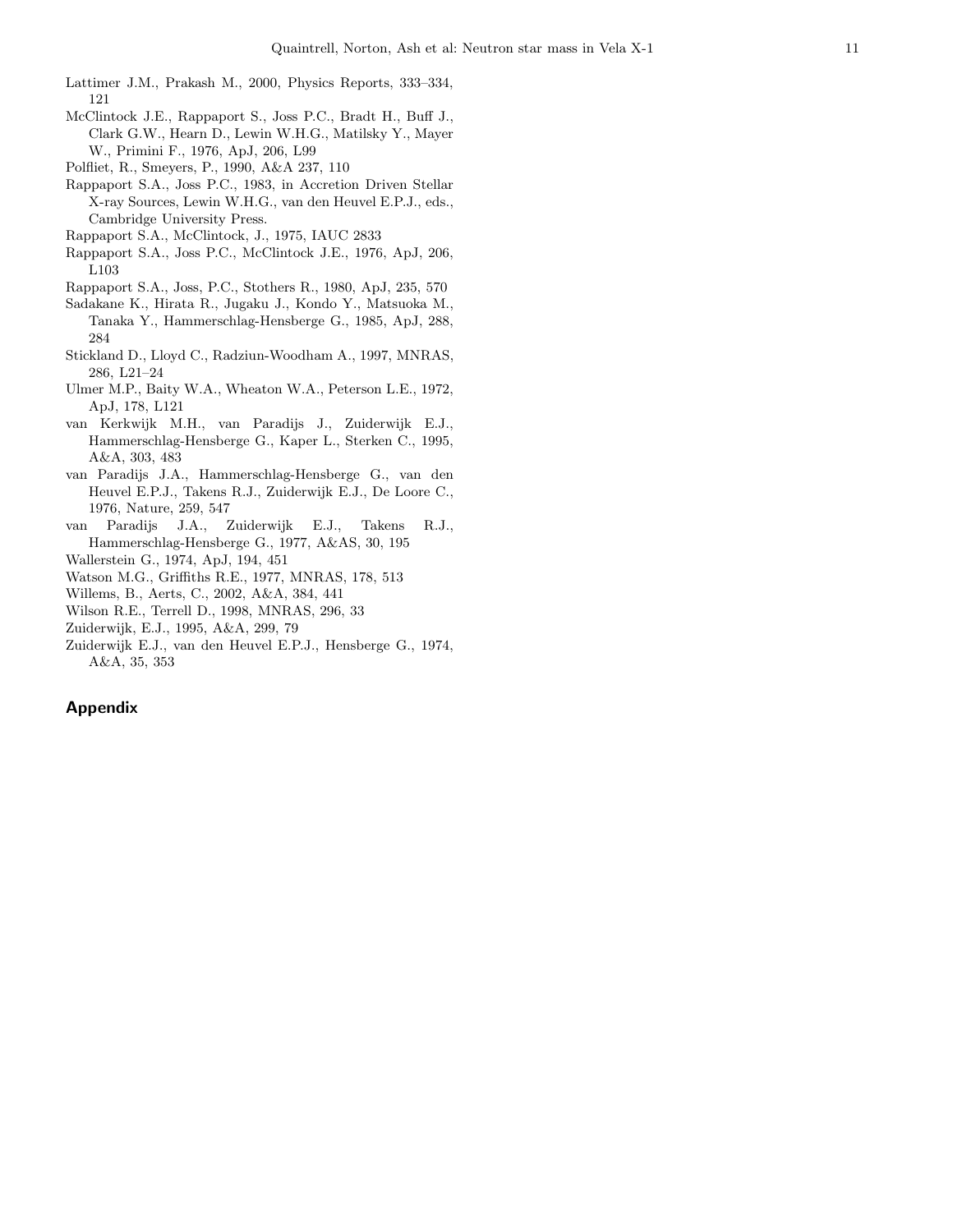Lattimer J.M., Prakash M., 2000, Physics Reports, 333–334, 121

McClintock J.E., Rappaport S., Joss P.C., Bradt H., Buff J., Clark G.W., Hearn D., Lewin W.H.G., Matilsky Y., Mayer W., Primini F., 1976, ApJ, 206, L99

Polfliet, R., Smeyers, P., 1990, A&A 237, 110

Rappaport S.A., Joss P.C., 1983, in Accretion Driven Stellar X-ray Sources, Lewin W.H.G., van den Heuvel E.P.J., eds., Cambridge University Press.

Rappaport S.A., McClintock, J., 1975, IAUC 2833

Rappaport S.A., Joss P.C., McClintock J.E., 1976, ApJ, 206, L103

Rappaport S.A., Joss, P.C., Stothers R., 1980, ApJ, 235, 570

Sadakane K., Hirata R., Jugaku J., Kondo Y., Matsuoka M., Tanaka Y., Hammerschlag-Hensberge G., 1985, ApJ, 288, 284

Stickland D., Lloyd C., Radziun-Woodham A., 1997, MNRAS, 286, L21–24

Ulmer M.P., Baity W.A., Wheaton W.A., Peterson L.E., 1972, ApJ, 178, L121

van Kerkwijk M.H., van Paradijs J., Zuiderwijk E.J., Hammerschlag-Hensberge G., Kaper L., Sterken C., 1995, A&A, 303, 483

van Paradijs J.A., Hammerschlag-Hensberge G., van den Heuvel E.P.J., Takens R.J., Zuiderwijk E.J., De Loore C., 1976, Nature, 259, 547

van Paradijs J.A., Zuiderwijk E.J., Takens R.J., Hammerschlag-Hensberge G., 1977, A&AS, 30, 195

Wallerstein G., 1974, ApJ, 194, 451

Watson M.G., Griffiths R.E., 1977, MNRAS, 178, 513

Willems, B., Aerts, C., 2002, A&A, 384, 441

Wilson R.E., Terrell D., 1998, MNRAS, 296, 33

Zuiderwijk, E.J., 1995, A&A, 299, 79

Zuiderwijk E.J., van den Heuvel E.P.J., Hensberge G., 1974, A&A, 35, 353

## Appendix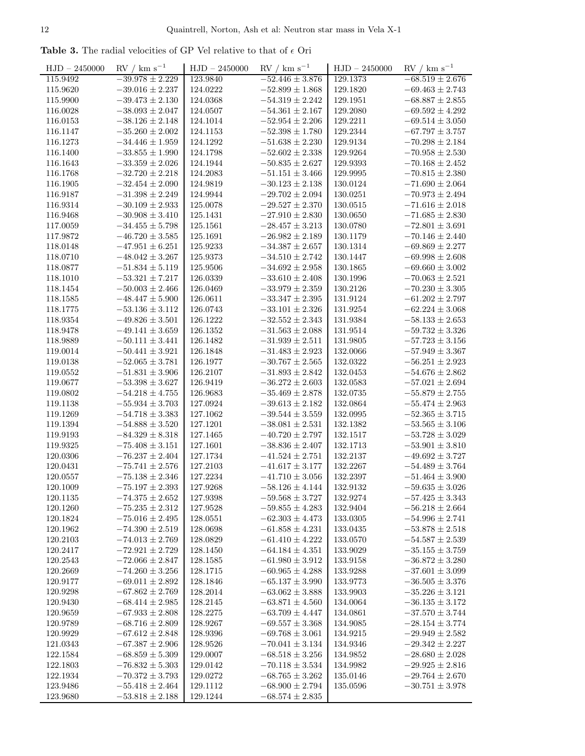**Table 3.** The radial velocities of GP Vel relative to that of $\epsilon$ Ori

| HJD − 2450000 | RV / km s$^{-1}$ | HJD − 2450000 | RV / km s$^{-1}$ | HJD − 2450000 | RV / km s$^{-1}$ |
|---|---|---|---|---|---|
| 115.9492 | $-39.978 \pm 2.229$ | 123.9840 | $-52.446 \pm 3.876$ | 129.1373 | $-68.519 \pm 2.676$ |
| 115.9620 | $-39.016 \pm 2.237$ | 124.0222 | $-52.899 \pm 1.868$ | 129.1820 | $-69.463 \pm 2.743$ |
| 115.9900 | $-39.473 \pm 2.130$ | 124.0368 | $-54.319 \pm 2.242$ | 129.1951 | $-68.887 \pm 2.855$ |
| 116.0028 | $-38.093 \pm 2.047$ | 124.0507 | $-54.361 \pm 2.167$ | 129.2080 | $-69.592 \pm 4.292$ |
| 116.0153 | $-38.126 \pm 2.148$ | 124.1014 | $-52.954 \pm 2.206$ | 129.2211 | $-69.514 \pm 3.050$ |
| 116.1147 | $-35.260 \pm 2.002$ | 124.1153 | $-52.398 \pm 1.780$ | 129.2344 | $-67.797 \pm 3.757$ |
| 116.1273 | $-34.446 \pm 1.959$ | 124.1292 | $-51.638 \pm 2.230$ | 129.9134 | $-70.298 \pm 2.184$ |
| 116.1400 | $-33.855 \pm 1.990$ | 124.1798 | $-52.602 \pm 2.338$ | 129.9264 | $-70.958 \pm 2.530$ |
| 116.1643 | $-33.359 \pm 2.026$ | 124.1944 | $-50.835 \pm 2.627$ | 129.9393 | $-70.168 \pm 2.452$ |
| 116.1768 | $-32.720 \pm 2.218$ | 124.2083 | $-51.151 \pm 3.466$ | 129.9995 | $-70.815 \pm 2.380$ |
| 116.1905 | $-32.454 \pm 2.090$ | 124.9819 | $-30.123 \pm 2.138$ | 130.0124 | $-71.690 \pm 2.064$ |
| 116.9187 | $-31.398 \pm 2.249$ | 124.9944 | $-29.702 \pm 2.094$ | 130.0251 | $-70.973 \pm 2.494$ |
| 116.9314 | $-30.109 \pm 2.933$ | 125.0078 | $-29.527 \pm 2.370$ | 130.0515 | $-71.616 \pm 2.018$ |
| 116.9468 | $-30.908 \pm 3.410$ | 125.1431 | $-27.910 \pm 2.830$ | 130.0650 | $-71.685 \pm 2.830$ |
| 117.0059 | $-34.455 \pm 5.798$ | 125.1561 | $-28.457 \pm 3.213$ | 130.0780 | $-72.801 \pm 3.691$ |
| 117.9872 | $-46.720 \pm 3.585$ | 125.1691 | $-26.982 \pm 2.189$ | 130.1179 | $-70.146 \pm 2.440$ |
| 118.0148 | $-47.951 \pm 6.251$ | 125.9233 | $-34.387 \pm 2.657$ | 130.1314 | $-69.869 \pm 2.277$ |
| 118.0710 | $-48.042 \pm 3.267$ | 125.9373 | $-34.510 \pm 2.742$ | 130.1447 | $-69.998 \pm 2.608$ |
| 118.0877 | $-51.834 \pm 5.119$ | 125.9506 | $-34.692 \pm 2.958$ | 130.1865 | $-69.660 \pm 3.002$ |
| 118.1010 | $-53.321 \pm 7.217$ | 126.0339 | $-33.610 \pm 2.408$ | 130.1996 | $-70.063 \pm 2.521$ |
| 118.1454 | $-50.003 \pm 2.466$ | 126.0469 | $-33.979 \pm 2.359$ | 130.2126 | $-70.230 \pm 3.305$ |
| 118.1585 | $-48.447 \pm 5.900$ | 126.0611 | $-33.347 \pm 2.395$ | 131.9124 | $-61.202 \pm 2.797$ |
| 118.1775 | $-53.136 \pm 3.112$ | 126.0743 | $-33.101 \pm 2.326$ | 131.9254 | $-62.224 \pm 3.068$ |
| 118.9354 | $-49.826 \pm 3.501$ | 126.1222 | $-32.552 \pm 2.343$ | 131.9384 | $-58.133 \pm 2.653$ |
| 118.9478 | $-49.141 \pm 3.659$ | 126.1352 | $-31.563 \pm 2.088$ | 131.9514 | $-59.732 \pm 3.326$ |
| 118.9889 | $-50.111 \pm 3.441$ | 126.1482 | $-31.939 \pm 2.511$ | 131.9805 | $-57.723 \pm 3.156$ |
| 119.0014 | $-50.441 \pm 3.921$ | 126.1848 | $-31.483 \pm 2.923$ | 132.0066 | $-57.949 \pm 3.367$ |
| 119.0138 | $-52.065 \pm 3.781$ | 126.1977 | $-30.767 \pm 2.565$ | 132.0322 | $-56.251 \pm 2.923$ |
| 119.0552 | $-51.831 \pm 3.906$ | 126.2107 | $-31.893 \pm 2.842$ | 132.0453 | $-54.676 \pm 2.862$ |
| 119.0677 | $-53.398 \pm 3.627$ | 126.9419 | $-36.272 \pm 2.603$ | 132.0583 | $-57.021 \pm 2.694$ |
| 119.0802 | $-54.218 \pm 4.755$ | 126.9683 | $-35.469 \pm 2.878$ | 132.0735 | $-55.879 \pm 2.755$ |
| 119.1138 | $-55.934 \pm 3.703$ | 127.0924 | $-39.613 \pm 2.182$ | 132.0864 | $-55.474 \pm 2.963$ |
| 119.1269 | $-54.718 \pm 3.383$ | 127.1062 | $-39.544 \pm 3.559$ | 132.0995 | $-52.365 \pm 3.715$ |
| 119.1394 | $-54.888 \pm 3.520$ | 127.1201 | $-38.081 \pm 2.531$ | 132.1382 | $-53.565 \pm 3.106$ |
| 119.9193 | $-84.329 \pm 8.318$ | 127.1465 | $-40.720 \pm 2.797$ | 132.1517 | $-53.728 \pm 3.029$ |
| 119.9325 | $-75.408 \pm 3.151$ | 127.1601 | $-38.836 \pm 2.407$ | 132.1713 | $-53.901 \pm 3.810$ |
| 120.0306 | $-76.237 \pm 2.404$ | 127.1734 | $-41.524 \pm 2.751$ | 132.2137 | $-49.692 \pm 3.727$ |
| 120.0431 | $-75.741 \pm 2.576$ | 127.2103 | $-41.617 \pm 3.177$ | 132.2267 | $-54.489 \pm 3.764$ |
| 120.0557 | $-75.138 \pm 2.346$ | 127.2234 | $-41.710 \pm 3.056$ | 132.2397 | $-51.464 \pm 3.900$ |
| 120.1009 | $-75.197 \pm 2.393$ | 127.9268 | $-58.126 \pm 4.144$ | 132.9132 | $-59.635 \pm 3.026$ |
| 120.1135 | $-74.375 \pm 2.652$ | 127.9398 | $-59.568 \pm 3.727$ | 132.9274 | $-57.425 \pm 3.343$ |
| 120.1260 | $-75.235 \pm 2.312$ | 127.9528 | $-59.855 \pm 4.283$ | 132.9404 | $-56.218 \pm 2.664$ |
| 120.1824 | $-75.016 \pm 2.495$ | 128.0551 | $-62.303 \pm 4.473$ | 133.0305 | $-54.996 \pm 2.741$ |
| 120.1962 | $-74.390 \pm 2.519$ | 128.0698 | $-61.858 \pm 4.231$ | 133.0435 | $-53.878 \pm 2.518$ |
| 120.2103 | $-74.013 \pm 2.769$ | 128.0829 | $-61.410 \pm 4.222$ | 133.0570 | $-54.587 \pm 2.539$ |
| 120.2417 | $-72.921 \pm 2.729$ | 128.1450 | $-64.184 \pm 4.351$ | 133.9029 | $-35.155 \pm 3.759$ |
| 120.2543 | $-72.066 \pm 2.847$ | 128.1585 | $-61.980 \pm 3.912$ | 133.9158 | $-36.872 \pm 3.280$ |
| 120.2669 | $-74.260 \pm 3.256$ | 128.1715 | $-60.965 \pm 4.288$ | 133.9288 | $-37.601 \pm 3.099$ |
| 120.9177 | $-69.011 \pm 2.892$ | 128.1846 | $-65.137 \pm 3.990$ | 133.9773 | $-36.505 \pm 3.376$ |
| 120.9298 | $-67.862 \pm 2.769$ | 128.2014 | $-63.062 \pm 3.888$ | 133.9903 | $-35.226 \pm 3.121$ |
| 120.9430 | $-68.414 \pm 2.985$ | 128.2145 | $-63.871 \pm 4.560$ | 134.0064 | $-36.135 \pm 3.172$ |
| 120.9659 | $-67.933 \pm 2.808$ | 128.2275 | $-63.709 \pm 4.447$ | 134.0861 | $-37.570 \pm 3.744$ |
| 120.9789 | $-68.716 \pm 2.809$ | 128.9267 | $-69.557 \pm 3.368$ | 134.9085 | $-28.154 \pm 3.774$ |
| 120.9929 | $-67.612 \pm 2.848$ | 128.9396 | $-69.768 \pm 3.061$ | 134.9215 | $-29.949 \pm 2.582$ |
| 121.0343 | $-67.387 \pm 2.906$ | 128.9526 | $-70.041 \pm 3.134$ | 134.9346 | $-29.342 \pm 2.227$ |
| 122.1584 | $-68.859 \pm 5.309$ | 129.0007 | $-68.518 \pm 3.256$ | 134.9852 | $-28.680 \pm 2.028$ |
| 122.1803 | $-76.832 \pm 5.303$ | 129.0142 | $-70.118 \pm 3.534$ | 134.9982 | $-29.925 \pm 2.816$ |
| 122.1934 | $-70.372 \pm 3.793$ | 129.0272 | $-68.765 \pm 3.262$ | 135.0146 | $-29.764 \pm 2.670$ |
| 123.9486 | $-55.418 \pm 2.464$ | 129.1112 | $-68.900 \pm 2.794$ | 135.0596 | $-30.751 \pm 3.978$ |
| 123.9680 | $-53.818 \pm 2.188$ | 129.1244 | $-68.574 \pm 2.835$ | | |